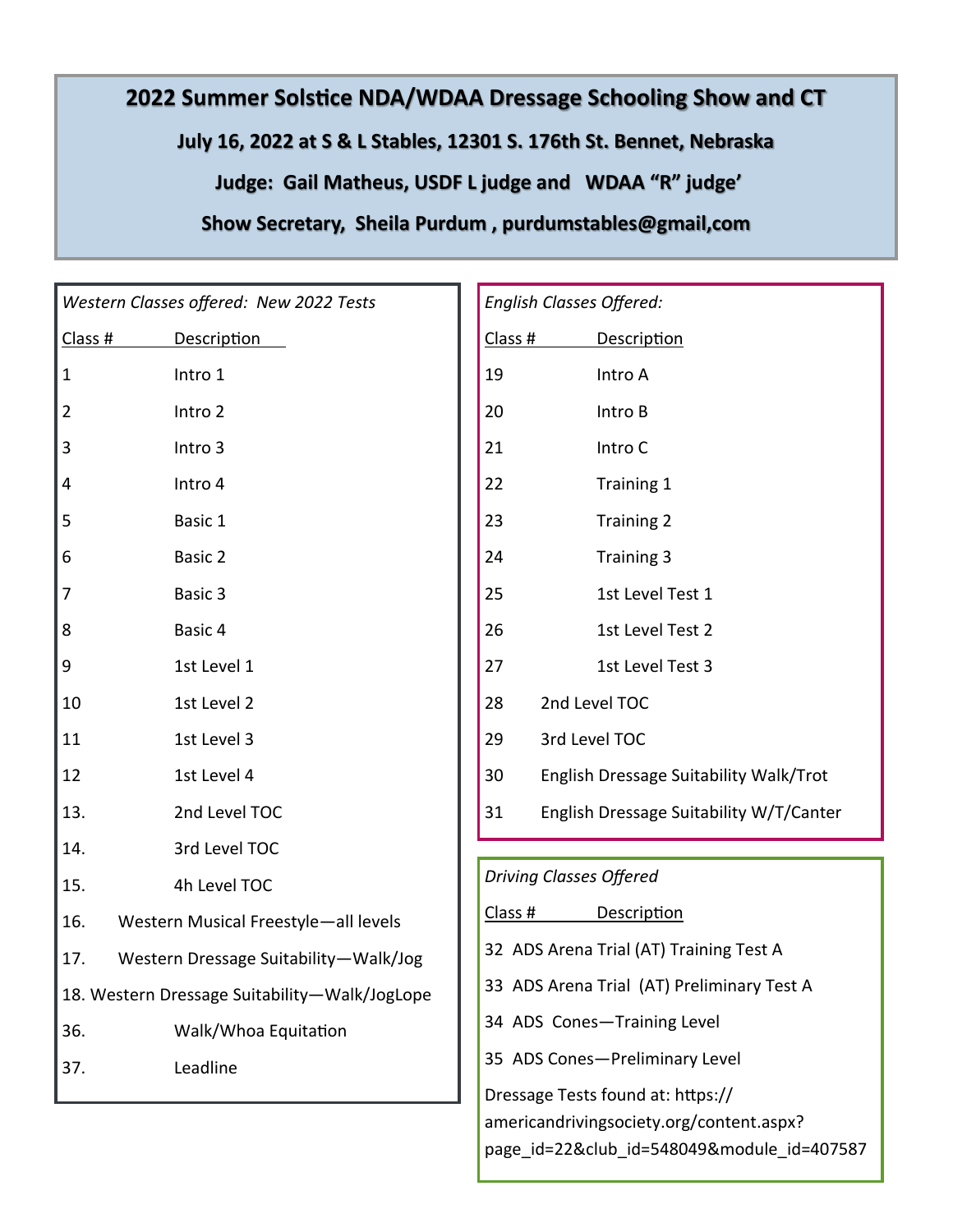# 2022 Summer Solstice NDA/WDAA Dressage Schooling Show and CT

**July 16, 2022 at S & L Stables, 12301 S. 176th St. Bennet, Nebraska**

**Judge: Gail Matheus, USDF L judge and WDAA "R" judge'**

**Show Secretary, Sheila Purdum , purdumstables@gmail,com**

*Western Classes offered: New 2022 Tests*

| Class # | Description |
|---|---|
| 1 | Intro 1 |
| 2 | Intro 2 |
| 3 | Intro 3 |
| 4 | Intro 4 |
| 5 | Basic 1 |
| 6 | Basic 2 |
| 7 | Basic 3 |
| 8 | Basic 4 |
| 9 | 1st Level 1 |
| 10 | 1st Level 2 |
| 11 | 1st Level 3 |
| 12 | 1st Level 4 |
| 13. | 2nd Level TOC |
| 14. | 3rd Level TOC |
| 15. | 4h Level TOC |
| 16. | Western Musical Freestyle—all levels |
| 17. | Western Dressage Suitability—Walk/Jog |
| 18. | Western Dressage Suitability—Walk/JogLope |
| 36. | Walk/Whoa Equitation |
| 37. | Leadline |

*English Classes Offered:*

| Class # | Description |
|---|---|
| 19 | Intro A |
| 20 | Intro B |
| 21 | Intro C |
| 22 | Training 1 |
| 23 | Training 2 |
| 24 | Training 3 |
| 25 | 1st Level Test 1 |
| 26 | 1st Level Test 2 |
| 27 | 1st Level Test 3 |
| 28 | 2nd Level TOC |
| 29 | 3rd Level TOC |
| 30 | English Dressage Suitability Walk/Trot |
| 31 | English Dressage Suitability W/T/Canter |

*Driving Classes Offered*

| Class # | Description |
|---|---|
| 32 | ADS Arena Trial (AT) Training Test A |
| 33 | ADS Arena Trial (AT) Preliminary Test A |
| 34 | ADS Cones—Training Level |
| 35 | ADS Cones—Preliminary Level |

Dressage Tests found at: https://americandrivingsociety.org/content.aspx?page_id=22&club_id=548049&module_id=407587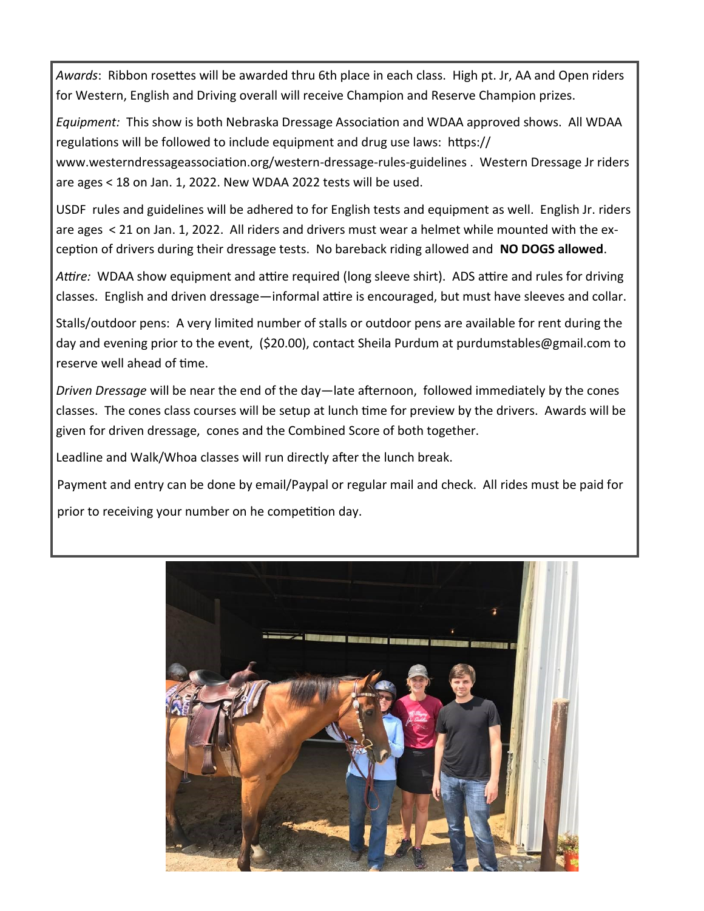*Awards*: Ribbon rosettes will be awarded thru 6th place in each class. High pt. Jr, AA and Open riders for Western, English and Driving overall will receive Champion and Reserve Champion prizes.

*Equipment:* This show is both Nebraska Dressage Association and WDAA approved shows. All WDAA regulations will be followed to include equipment and drug use laws: https://www.westerndressageassociation.org/western-dressage-rules-guidelines . Western Dressage Jr riders are ages < 18 on Jan. 1, 2022. New WDAA 2022 tests will be used.

USDF rules and guidelines will be adhered to for English tests and equipment as well. English Jr. riders are ages < 21 on Jan. 1, 2022. All riders and drivers must wear a helmet while mounted with the exception of drivers during their dressage tests. No bareback riding allowed and **NO DOGS allowed**.

*Attire:* WDAA show equipment and attire required (long sleeve shirt). ADS attire and rules for driving classes. English and driven dressage—informal attire is encouraged, but must have sleeves and collar.

Stalls/outdoor pens: A very limited number of stalls or outdoor pens are available for rent during the day and evening prior to the event, ($20.00), contact Sheila Purdum at purdumstables@gmail.com to reserve well ahead of time.

*Driven Dressage* will be near the end of the day—late afternoon, followed immediately by the cones classes. The cones class courses will be setup at lunch time for preview by the drivers. Awards will be given for driven dressage, cones and the Combined Score of both together.

Leadline and Walk/Whoa classes will run directly after the lunch break.

Payment and entry can be done by email/Paypal or regular mail and check. All rides must be paid for prior to receiving your number on he competition day.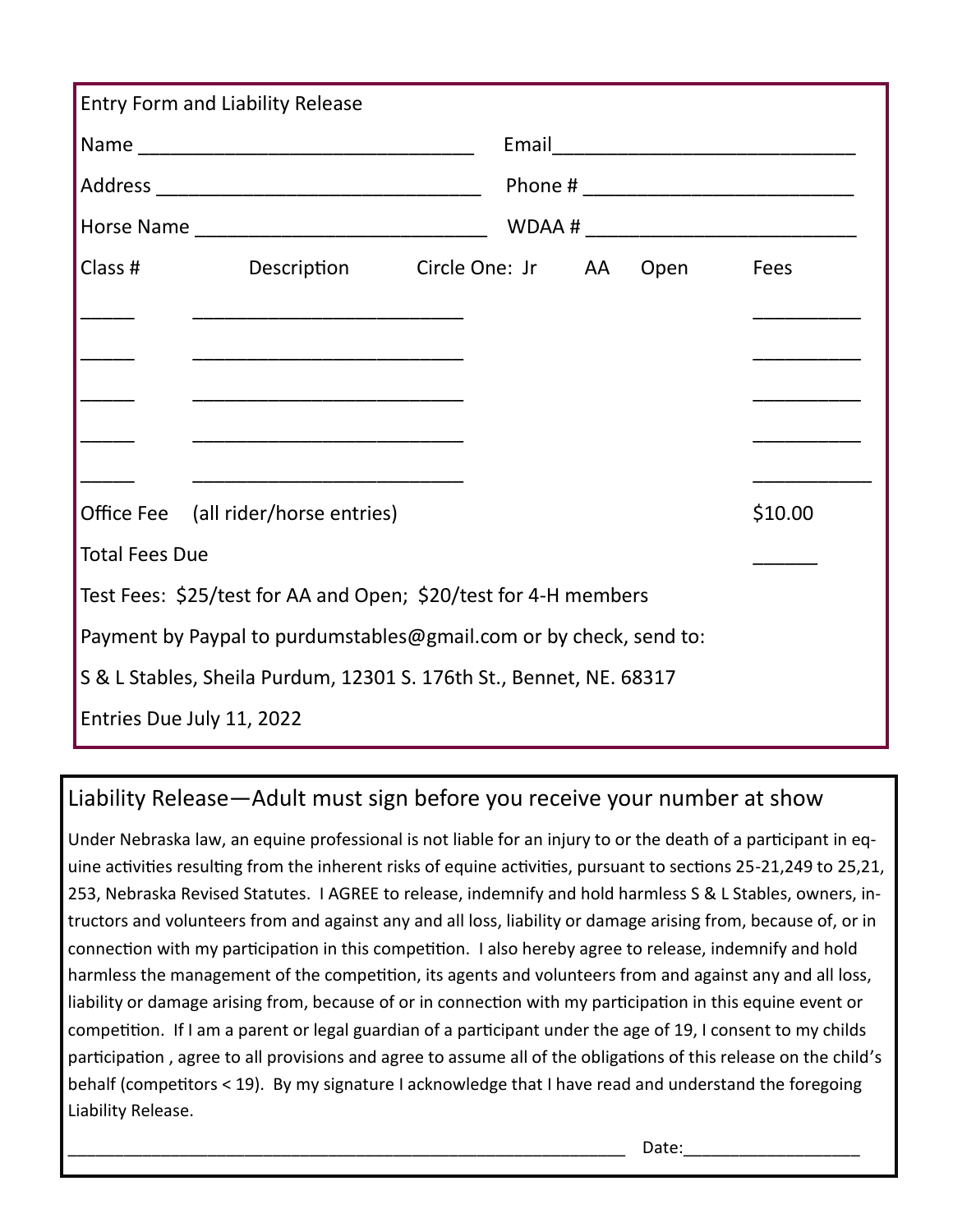## Entry Form and Liability Release

Name ______________________________ Email___________________________

Address ______________________________ Phone # ________________________

Horse Name ___________________________ WDAA # ________________________

| Class # | Description | Circle One: Jr AA Open | Fees |
|---|---|---|---|
| _____ | _________________________ | | __________ |
| _____ | _________________________ | | __________ |
| _____ | _________________________ | | __________ |
| _____ | _________________________ | | __________ |
| _____ | _________________________ | | ___________ |
| Office Fee | (all rider/horse entries) | | $10.00 |
| Total Fees Due | | | ______ |

Test Fees: $25/test for AA and Open; $20/test for 4-H members

Payment by Paypal to purdumstables@gmail.com or by check, send to:

S & L Stables, Sheila Purdum, 12301 S. 176th St., Bennet, NE. 68317

Entries Due July 11, 2022

## Liability Release—Adult must sign before you receive your number at show

Under Nebraska law, an equine professional is not liable for an injury to or the death of a participant in equine activities resulting from the inherent risks of equine activities, pursuant to sections 25-21,249 to 25,21, 253, Nebraska Revised Statutes. I AGREE to release, indemnify and hold harmless S & L Stables, owners, intructors and volunteers from and against any and all loss, liability or damage arising from, because of, or in connection with my participation in this competition. I also hereby agree to release, indemnify and hold harmless the management of the competition, its agents and volunteers from and against any and all loss, liability or damage arising from, because of or in connection with my participation in this equine event or competition. If I am a parent or legal guardian of a participant under the age of 19, I consent to my childs participation , agree to all provisions and agree to assume all of the obligations of this release on the child's behalf (competitors < 19). By my signature I acknowledge that I have read and understand the foregoing Liability Release.

____________________________________________________________ Date:__________________